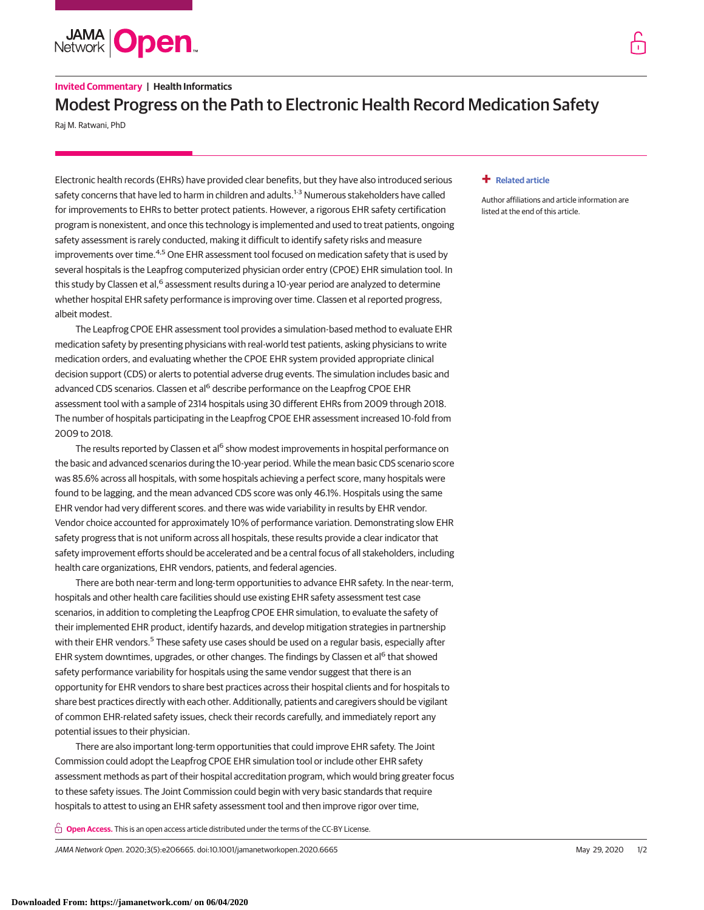Invited Commentary | Health Informatics

# Modest Progress on the Path to Electronic Health Record Medication Safety

Raj M. Ratwani, PhD

**+ Related article**

Author affiliations and article information are listed at the end of this article.

Electronic health records (EHRs) have provided clear benefits, but they have also introduced serious safety concerns that have led to harm in children and adults.[1-3] Numerous stakeholders have called for improvements to EHRs to better protect patients. However, a rigorous EHR safety certification program is nonexistent, and once this technology is implemented and used to treat patients, ongoing safety assessment is rarely conducted, making it difficult to identify safety risks and measure improvements over time.[4,5] One EHR assessment tool focused on medication safety that is used by several hospitals is the Leapfrog computerized physician order entry (CPOE) EHR simulation tool. In this study by Classen et al,[6] assessment results during a 10-year period are analyzed to determine whether hospital EHR safety performance is improving over time. Classen et al reported progress, albeit modest.

The Leapfrog CPOE EHR assessment tool provides a simulation-based method to evaluate EHR medication safety by presenting physicians with real-world test patients, asking physicians to write medication orders, and evaluating whether the CPOE EHR system provided appropriate clinical decision support (CDS) or alerts to potential adverse drug events. The simulation includes basic and advanced CDS scenarios. Classen et al[6] describe performance on the Leapfrog CPOE EHR assessment tool with a sample of 2314 hospitals using 30 different EHRs from 2009 through 2018. The number of hospitals participating in the Leapfrog CPOE EHR assessment increased 10-fold from 2009 to 2018.

The results reported by Classen et al[6] show modest improvements in hospital performance on the basic and advanced scenarios during the 10-year period. While the mean basic CDS scenario score was 85.6% across all hospitals, with some hospitals achieving a perfect score, many hospitals were found to be lagging, and the mean advanced CDS score was only 46.1%. Hospitals using the same EHR vendor had very different scores. and there was wide variability in results by EHR vendor. Vendor choice accounted for approximately 10% of performance variation. Demonstrating slow EHR safety progress that is not uniform across all hospitals, these results provide a clear indicator that safety improvement efforts should be accelerated and be a central focus of all stakeholders, including health care organizations, EHR vendors, patients, and federal agencies.

There are both near-term and long-term opportunities to advance EHR safety. In the near-term, hospitals and other health care facilities should use existing EHR safety assessment test case scenarios, in addition to completing the Leapfrog CPOE EHR simulation, to evaluate the safety of their implemented EHR product, identify hazards, and develop mitigation strategies in partnership with their EHR vendors.[5] These safety use cases should be used on a regular basis, especially after EHR system downtimes, upgrades, or other changes. The findings by Classen et al[6] that showed safety performance variability for hospitals using the same vendor suggest that there is an opportunity for EHR vendors to share best practices across their hospital clients and for hospitals to share best practices directly with each other. Additionally, patients and caregivers should be vigilant of common EHR-related safety issues, check their records carefully, and immediately report any potential issues to their physician.

There are also important long-term opportunities that could improve EHR safety. The Joint Commission could adopt the Leapfrog CPOE EHR simulation tool or include other EHR safety assessment methods as part of their hospital accreditation program, which would bring greater focus to these safety issues. The Joint Commission could begin with very basic standards that require hospitals to attest to using an EHR safety assessment tool and then improve rigor over time,

**Open Access.** This is an open access article distributed under the terms of the CC-BY License.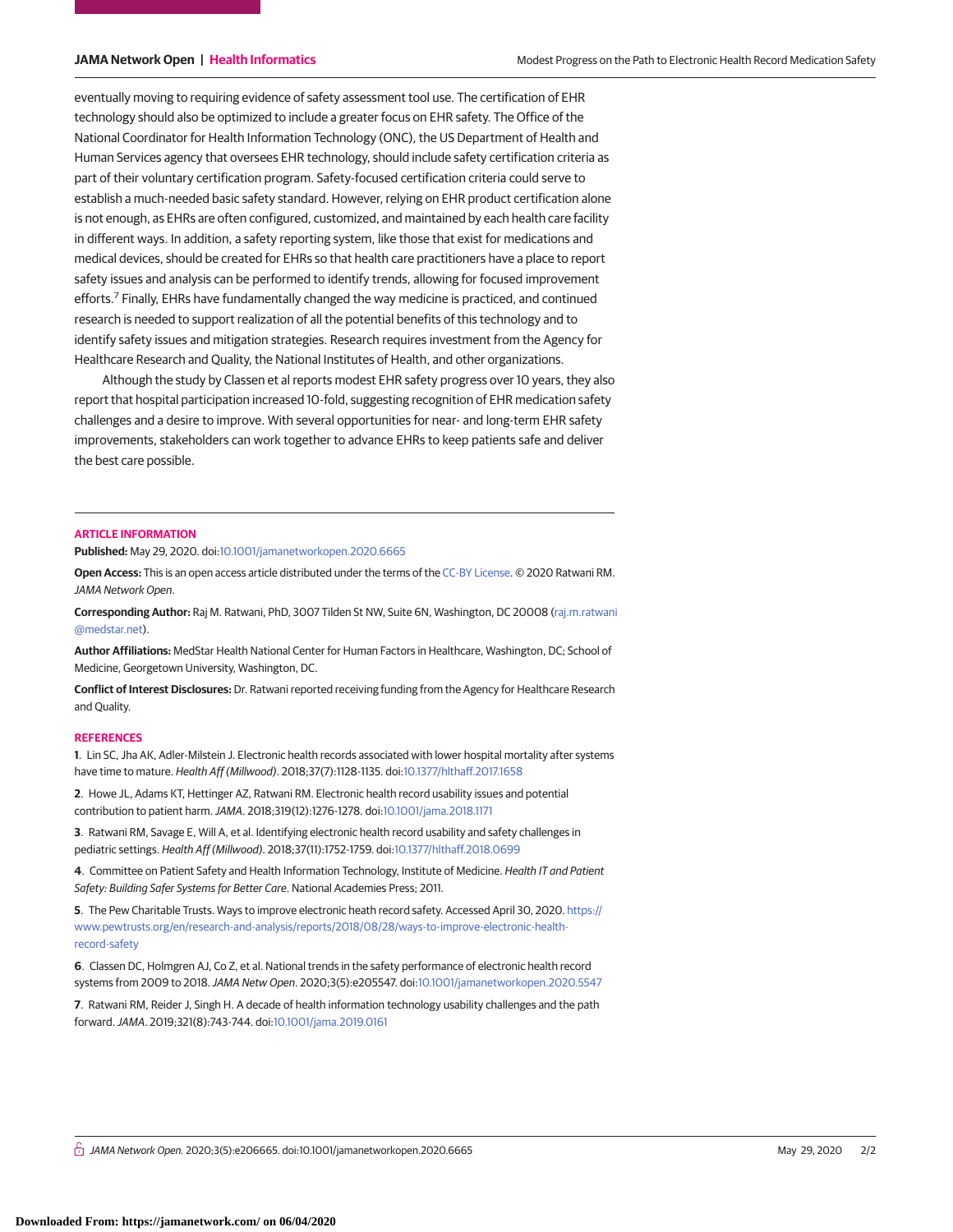eventually moving to requiring evidence of safety assessment tool use. The certification of EHR technology should also be optimized to include a greater focus on EHR safety. The Office of the National Coordinator for Health Information Technology (ONC), the US Department of Health and Human Services agency that oversees EHR technology, should include safety certification criteria as part of their voluntary certification program. Safety-focused certification criteria could serve to establish a much-needed basic safety standard. However, relying on EHR product certification alone is not enough, as EHRs are often configured, customized, and maintained by each health care facility in different ways. In addition, a safety reporting system, like those that exist for medications and medical devices, should be created for EHRs so that health care practitioners have a place to report safety issues and analysis can be performed to identify trends, allowing for focused improvement efforts.[7] Finally, EHRs have fundamentally changed the way medicine is practiced, and continued research is needed to support realization of all the potential benefits of this technology and to identify safety issues and mitigation strategies. Research requires investment from the Agency for Healthcare Research and Quality, the National Institutes of Health, and other organizations.

Although the study by Classen et al reports modest EHR safety progress over 10 years, they also report that hospital participation increased 10-fold, suggesting recognition of EHR medication safety challenges and a desire to improve. With several opportunities for near- and long-term EHR safety improvements, stakeholders can work together to advance EHRs to keep patients safe and deliver the best care possible.

## ARTICLE INFORMATION

**Published:** May 29, 2020. doi:10.1001/jamanetworkopen.2020.6665

**Open Access:** This is an open access article distributed under the terms of the CC-BY License. © 2020 Ratwani RM. *JAMA Network Open*.

**Corresponding Author:** Raj M. Ratwani, PhD, 3007 Tilden St NW, Suite 6N, Washington, DC 20008 (raj.m.ratwani@medstar.net).

**Author Affiliations:** MedStar Health National Center for Human Factors in Healthcare, Washington, DC; School of Medicine, Georgetown University, Washington, DC.

**Conflict of Interest Disclosures:** Dr. Ratwani reported receiving funding from the Agency for Healthcare Research and Quality.

## REFERENCES

1. Lin SC, Jha AK, Adler-Milstein J. Electronic health records associated with lower hospital mortality after systems have time to mature. *Health Aff (Millwood)*. 2018;37(7):1128-1135. doi:10.1377/hlthaff.2017.1658

2. Howe JL, Adams KT, Hettinger AZ, Ratwani RM. Electronic health record usability issues and potential contribution to patient harm. *JAMA*. 2018;319(12):1276-1278. doi:10.1001/jama.2018.1171

3. Ratwani RM, Savage E, Will A, et al. Identifying electronic health record usability and safety challenges in pediatric settings. *Health Aff (Millwood)*. 2018;37(11):1752-1759. doi:10.1377/hlthaff.2018.0699

4. Committee on Patient Safety and Health Information Technology, Institute of Medicine. *Health IT and Patient Safety: Building Safer Systems for Better Care*. National Academies Press; 2011.

5. The Pew Charitable Trusts. Ways to improve electronic heath record safety. Accessed April 30, 2020. https://www.pewtrusts.org/en/research-and-analysis/reports/2018/08/28/ways-to-improve-electronic-health-record-safety

6. Classen DC, Holmgren AJ, Co Z, et al. National trends in the safety performance of electronic health record systems from 2009 to 2018. *JAMA Netw Open*. 2020;3(5):e205547. doi:10.1001/jamanetworkopen.2020.5547

7. Ratwani RM, Reider J, Singh H. A decade of health information technology usability challenges and the path forward. *JAMA*. 2019;321(8):743-744. doi:10.1001/jama.2019.0161